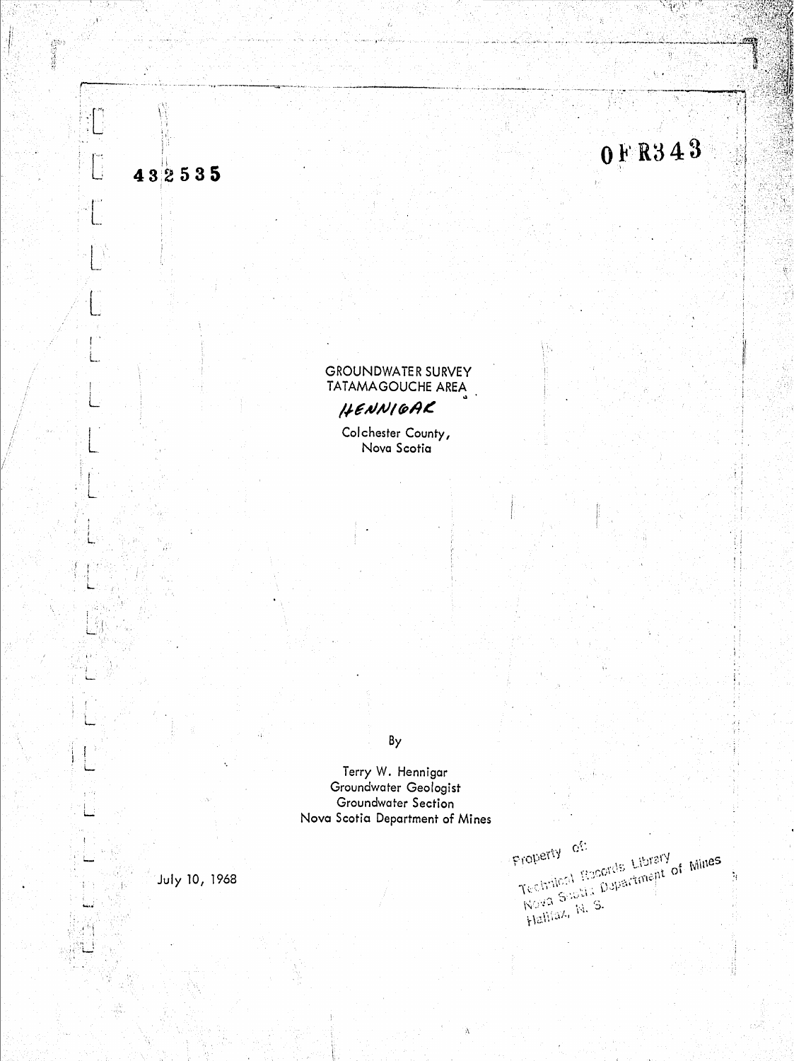432535

0 F R343

# GROUNDWATER SURVEY
# TATAMAGOUCHE AREA

HENNIGAR

Colchester County,
Nova Scotia

By

Terry W. Hennigar
Groundwater Geologist
Groundwater Section
Nova Scotia Department of Mines

July 10, 1968

Property of:
Technical Records Library
Nova Scotia Department of Mines
Halifax, N. S.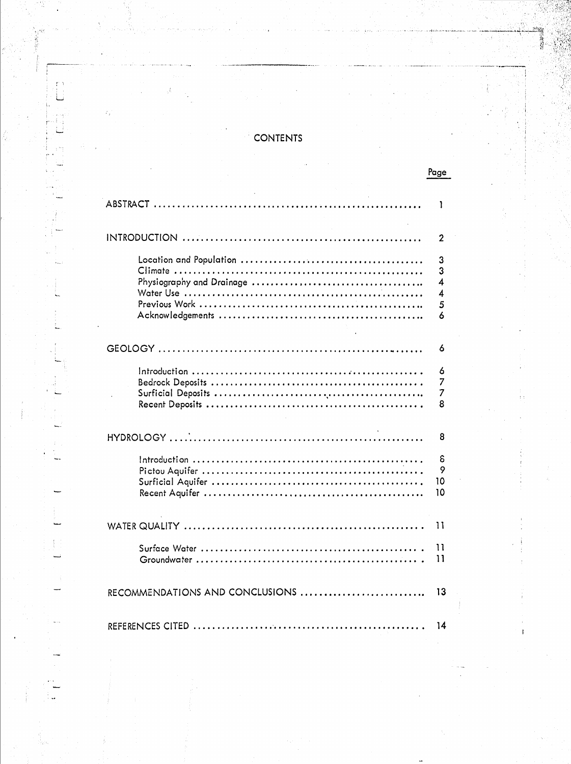# CONTENTS

| | Page |
|---|---|
| ABSTRACT | 1 |
| INTRODUCTION | 2 |
| Location and Population | 3 |
| Climate | 3 |
| Physiography and Drainage | 4 |
| Water Use | 4 |
| Previous Work | 5 |
| Acknowledgements | 6 |
| GEOLOGY | 6 |
| Introduction | 6 |
| Bedrock Deposits | 7 |
| Surficial Deposits | 7 |
| Recent Deposits | 8 |
| HYDROLOGY | 8 |
| Introduction | 8 |
| Pictou Aquifer | 9 |
| Surficial Aquifer | 10 |
| Recent Aquifer | 10 |
| WATER QUALITY | 11 |
| Surface Water | 11 |
| Groundwater | 11 |
| RECOMMENDATIONS AND CONCLUSIONS | 13 |
| REFERENCES CITED | 14 |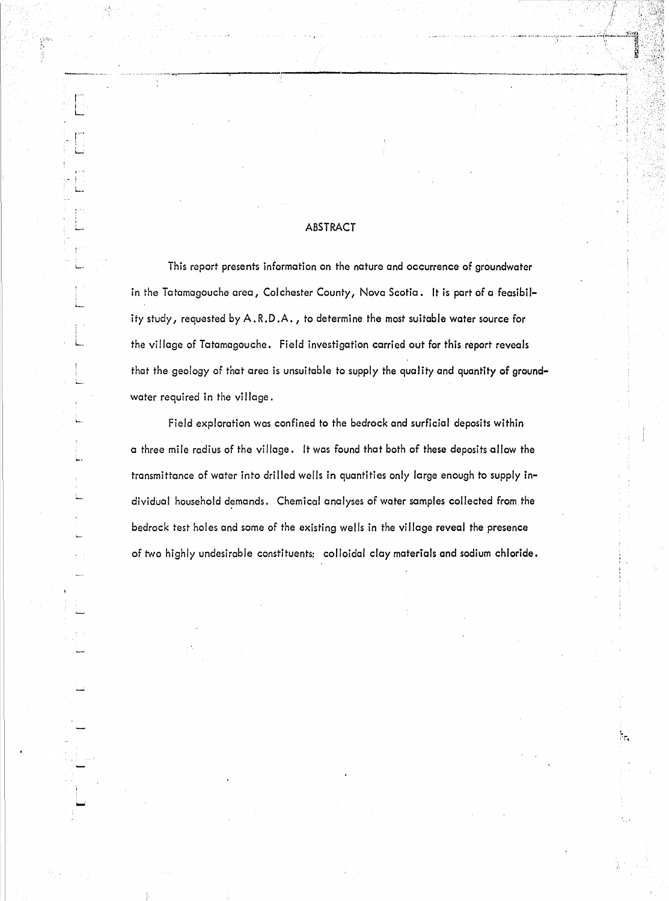# ABSTRACT

This report presents information on the nature and occurrence of groundwater in the Tatamagouche area, Colchester County, Nova Scotia. It is part of a feasibility study, requested by A.R.D.A., to determine the most suitable water source for the village of Tatamagouche. Field investigation carried out for this report reveals that the geology of that area is unsuitable to supply the quality and quantity of groundwater required in the village.

Field exploration was confined to the bedrock and surficial deposits within a three mile radius of the village. It was found that both of these deposits allow the transmittance of water into drilled wells in quantities only large enough to supply individual household demands. Chemical analyses of water samples collected from the bedrock test holes and some of the existing wells in the village reveal the presence of two highly undesirable constituents: colloidal clay materials and sodium chloride.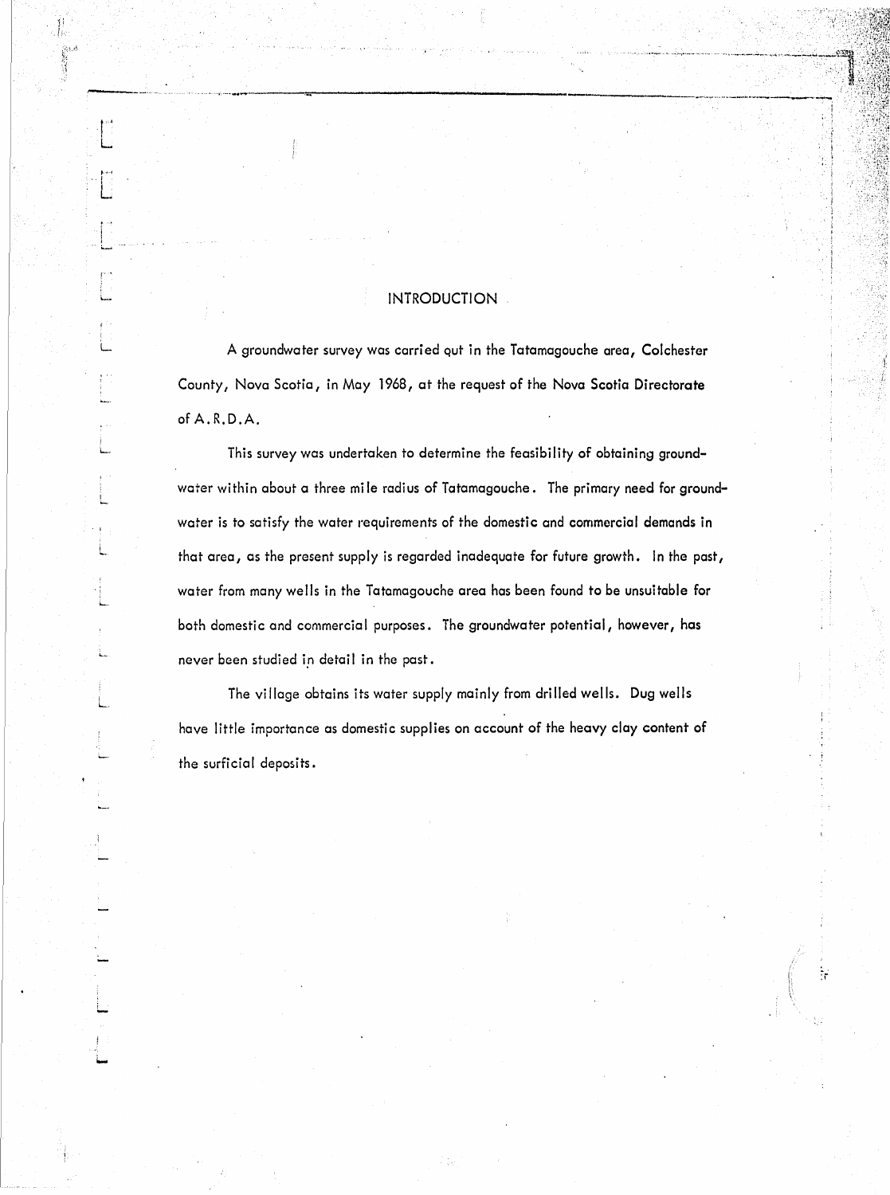# INTRODUCTION

A groundwater survey was carried out in the Tatamagouche area, Colchester County, Nova Scotia, in May 1968, at the request of the Nova Scotia Directorate of A.R.D.A.

This survey was undertaken to determine the feasibility of obtaining groundwater within about a three mile radius of Tatamagouche. The primary need for groundwater is to satisfy the water requirements of the domestic and commercial demands in that area, as the present supply is regarded inadequate for future growth. In the past, water from many wells in the Tatamagouche area has been found to be unsuitable for both domestic and commercial purposes. The groundwater potential, however, has never been studied in detail in the past.

The village obtains its water supply mainly from drilled wells. Dug wells have little importance as domestic supplies on account of the heavy clay content of the surficial deposits.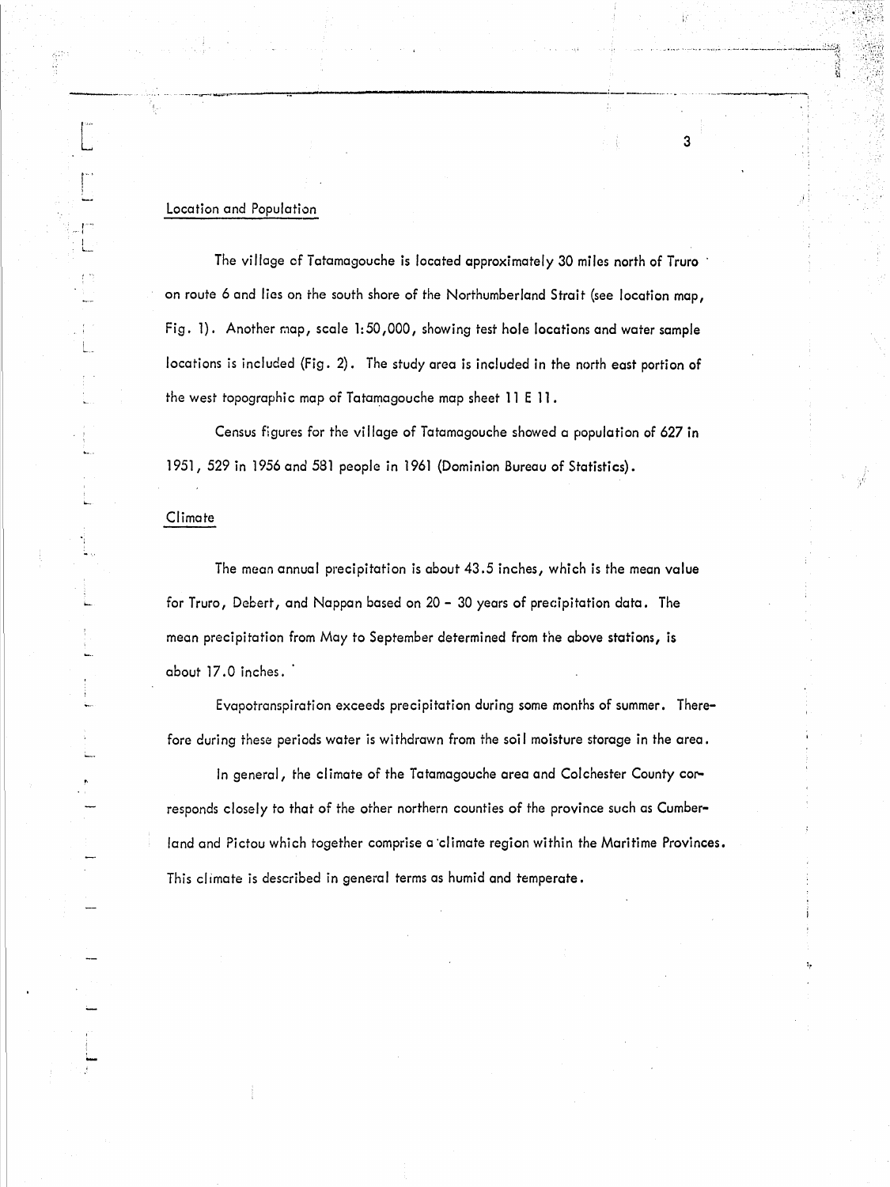## Location and Population

The village of Tatamagouche is located approximately 30 miles north of Truro on route 6 and lies on the south shore of the Northumberland Strait (see location map, Fig. 1). Another map, scale 1:50,000, showing test hole locations and water sample locations is included (Fig. 2). The study area is included in the north east portion of the west topographic map of Tatamagouche map sheet 11 E 11.

Census figures for the village of Tatamagouche showed a population of 627 in 1951, 529 in 1956 and 581 people in 1961 (Dominion Bureau of Statistics).

## Climate

The mean annual precipitation is about 43.5 inches, which is the mean value for Truro, Debert, and Nappan based on 20 - 30 years of precipitation data. The mean precipitation from May to September determined from the above stations, is about 17.0 inches.

Evapotranspiration exceeds precipitation during some months of summer. Therefore during these periods water is withdrawn from the soil moisture storage in the area.

In general, the climate of the Tatamagouche area and Colchester County corresponds closely to that of the other northern counties of the province such as Cumberland and Pictou which together comprise a climate region within the Maritime Provinces. This climate is described in general terms as humid and temperate.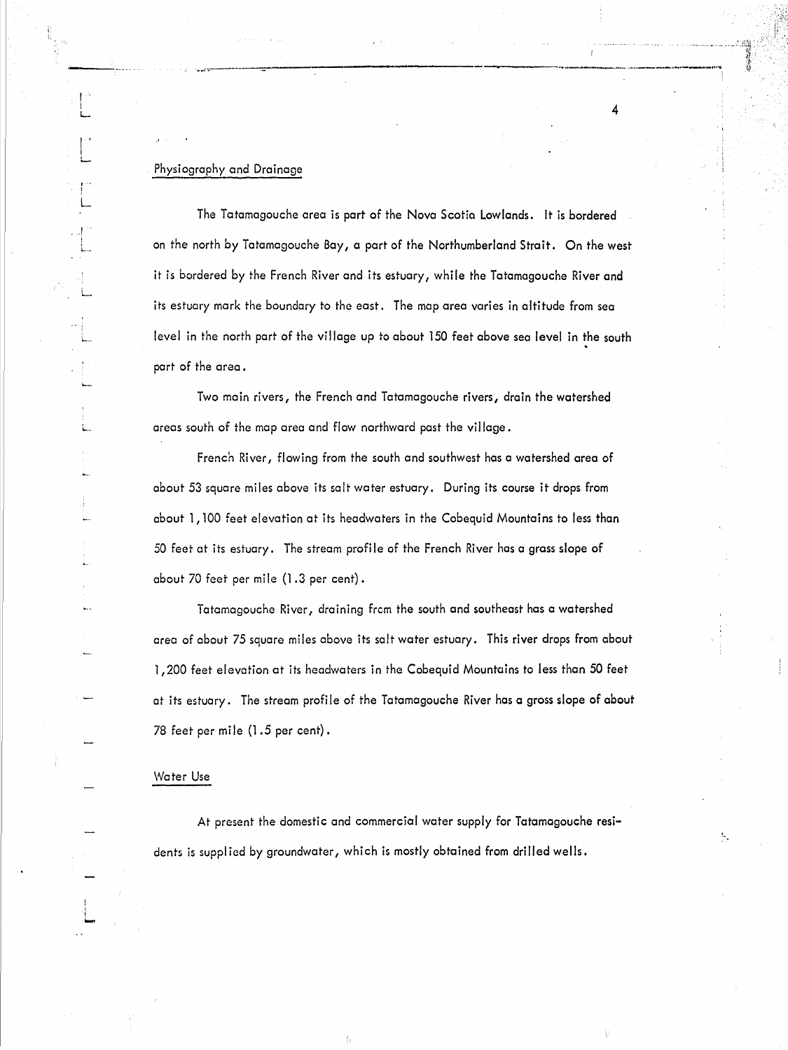## Physiography and Drainage

The Tatamagouche area is part of the Nova Scotia Lowlands. It is bordered on the north by Tatamagouche Bay, a part of the Northumberland Strait. On the west it is bordered by the French River and its estuary, while the Tatamagouche River and its estuary mark the boundary to the east. The map area varies in altitude from sea level in the north part of the village up to about 150 feet above sea level in the south part of the area.

Two main rivers, the French and Tatamagouche rivers, drain the watershed areas south of the map area and flow northward past the village.

French River, flowing from the south and southwest has a watershed area of about 53 square miles above its salt water estuary. During its course it drops from about 1,100 feet elevation at its headwaters in the Cobequid Mountains to less than 50 feet at its estuary. The stream profile of the French River has a grass slope of about 70 feet per mile (1.3 per cent).

Tatamagouche River, draining frcm the south and southeast has a watershed area of about 75 square miles above its salt water estuary. This river drops from about 1,200 feet elevation at its headwaters in the Cobequid Mountains to less than 50 feet at its estuary. The stream profile of the Tatamagouche River has a gross slope of about 78 feet per mile (1.5 per cent).

## Water Use

At present the domestic and commercial water supply for Tatamagouche residents is supplied by groundwater, which is mostly obtained from drilled wells.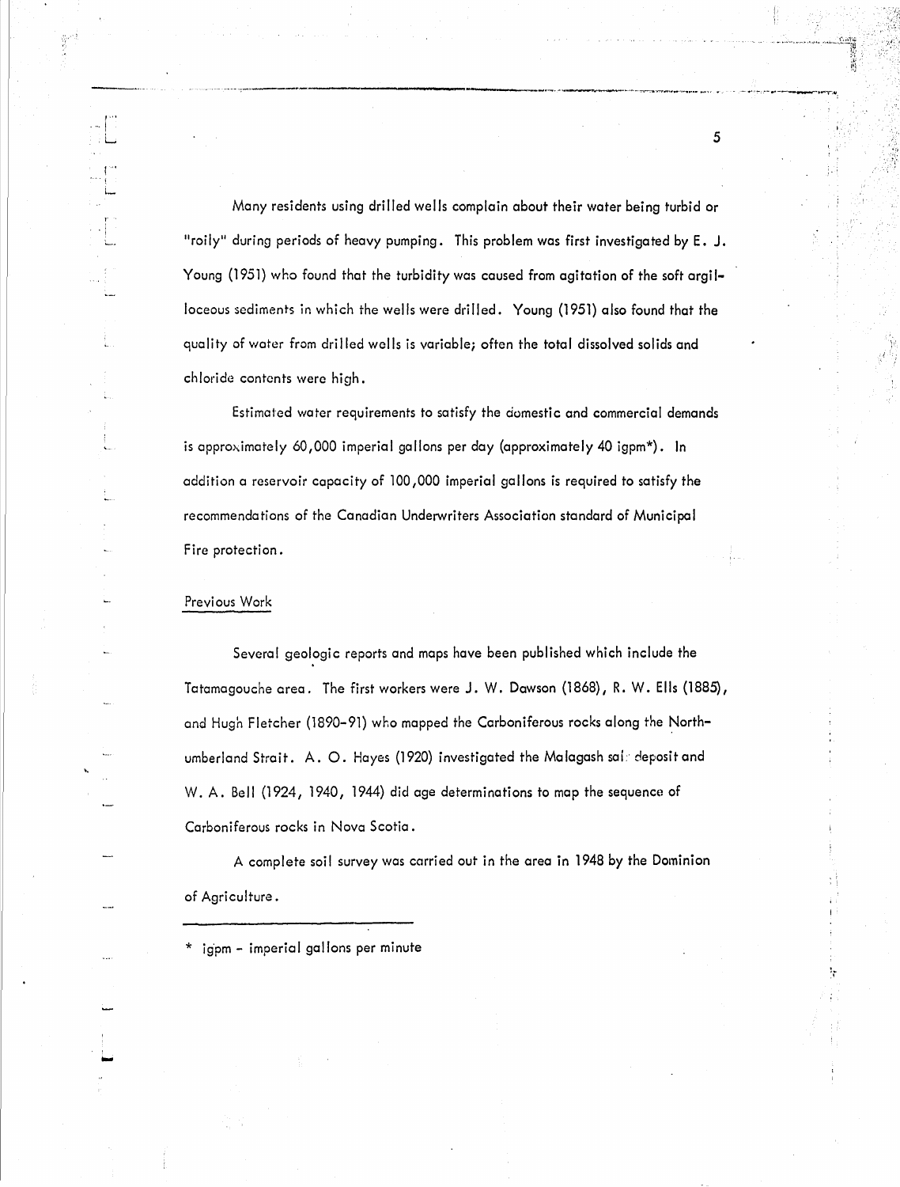Many residents using drilled wells complain about their water being turbid or "roily" during periods of heavy pumping. This problem was first investigated by E. J. Young (1951) who found that the turbidity was caused from agitation of the soft argilloceous sediments in which the wells were drilled. Young (1951) also found that the quality of water from drilled wells is variable; often the total dissolved solids and chloride contents were high.

Estimated water requirements to satisfy the domestic and commercial demands is approximately 60,000 imperial gallons per day (approximately 40 igpm*). In addition a reservoir capacity of 100,000 imperial gallons is required to satisfy the recommendations of the Canadian Underwriters Association standard of Municipal Fire protection.

## Previous Work

Several geologic reports and maps have been published which include the Tatamagouche area. The first workers were J. W. Dawson (1868), R. W. Ells (1885), and Hugh Fletcher (1890-91) who mapped the Carboniferous rocks along the Northumberland Strait. A. O. Hayes (1920) investigated the Malagash salt deposit and W. A. Bell (1924, 1940, 1944) did age determinations to map the sequence of Carboniferous rocks in Nova Scotia.

A complete soil survey was carried out in the area in 1948 by the Dominion of Agriculture.

---

\* igpm - imperial gallons per minute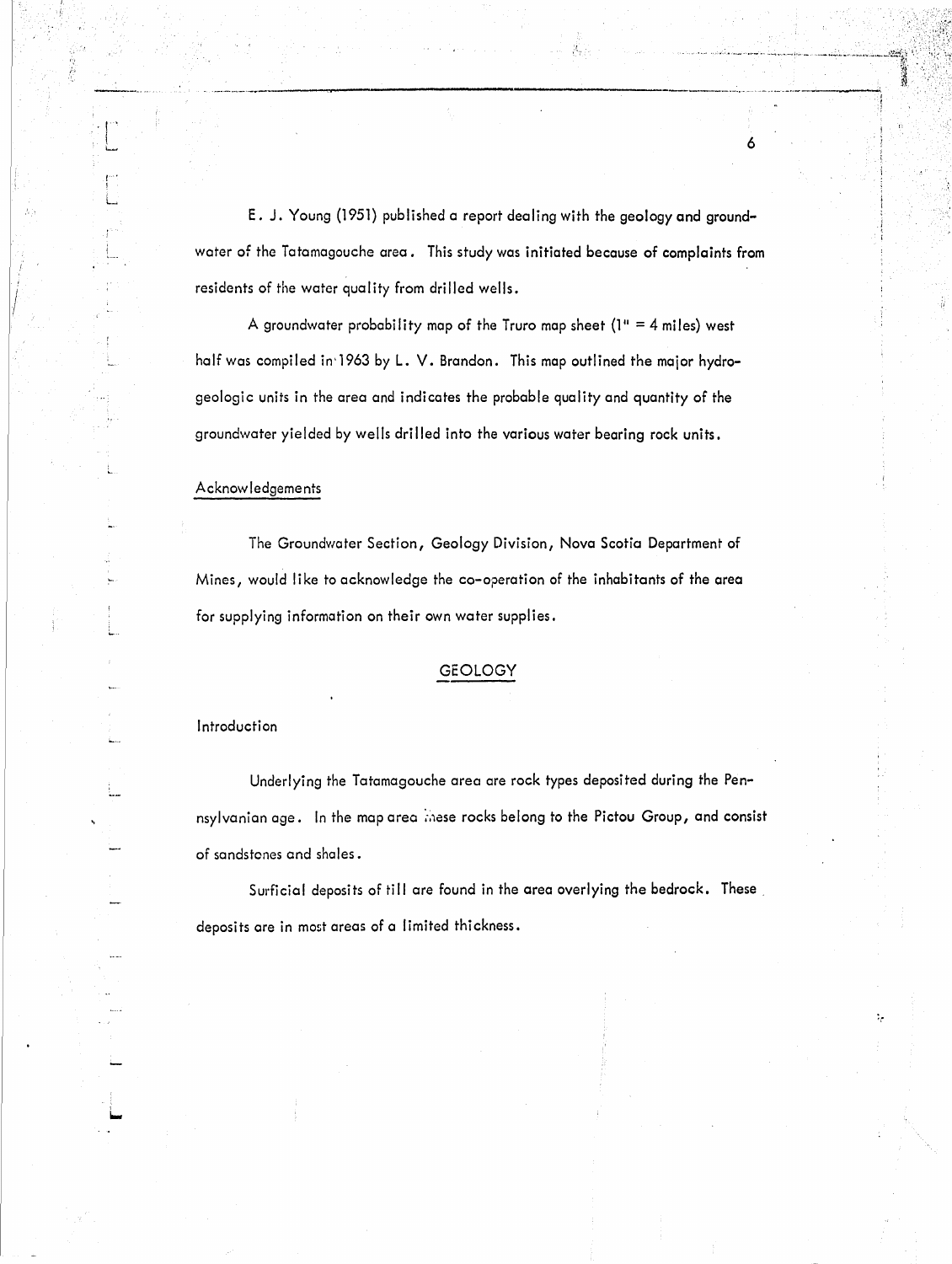E. J. Young (1951) published a report dealing with the geology and groundwater of the Tatamagouche area. This study was initiated because of complaints from residents of the water quality from drilled wells.

A groundwater probability map of the Truro map sheet (1" = 4 miles) west half was compiled in 1963 by L. V. Brandon. This map outlined the major hydrogeologic units in the area and indicates the probable quality and quantity of the groundwater yielded by wells drilled into the various water bearing rock units.

## Acknowledgements

The Groundwater Section, Geology Division, Nova Scotia Department of Mines, would like to acknowledge the co-operation of the inhabitants of the area for supplying information on their own water supplies.

# GEOLOGY

## Introduction

Underlying the Tatamagouche area are rock types deposited during the Pennsylvanian age. In the map area these rocks belong to the Pictou Group, and consist of sandstones and shales.

Surficial deposits of till are found in the area overlying the bedrock. These deposits are in most areas of a limited thickness.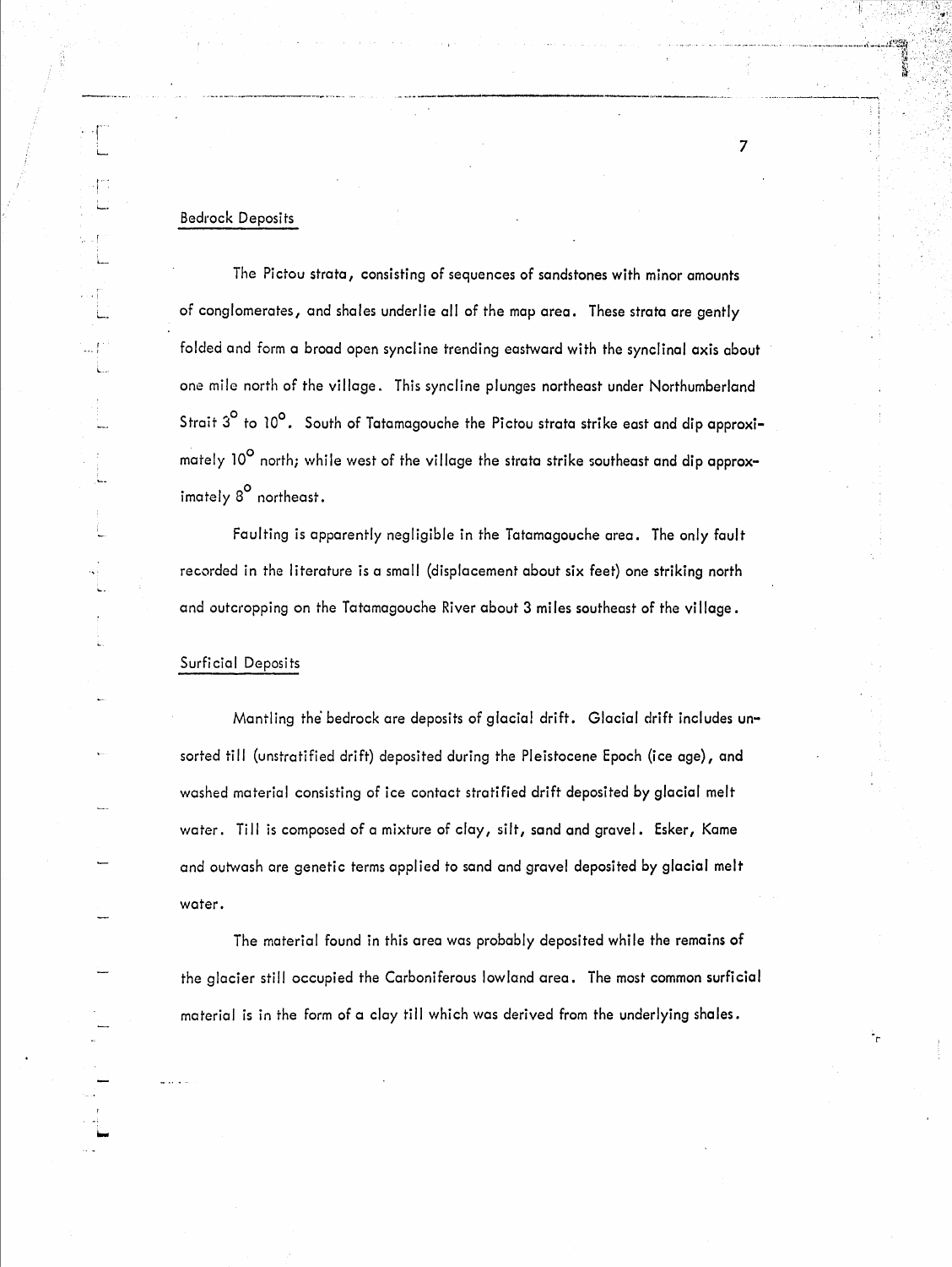## Bedrock Deposits

The Pictou strata, consisting of sequences of sandstones with minor amounts of conglomerates, and shales underlie all of the map area. These strata are gently folded and form a broad open syncline trending eastward with the synclinal axis about one mile north of the village. This syncline plunges northeast under Northumberland Strait $3^{\circ}$ to $10^{\circ}$. South of Tatamagouche the Pictou strata strike east and dip approximately $10^{\circ}$ north; while west of the village the strata strike southeast and dip approximately $8^{\circ}$ northeast.

Faulting is apparently negligible in the Tatamagouche area. The only fault recorded in the literature is a small (displacement about six feet) one striking north and outcropping on the Tatamagouche River about 3 miles southeast of the village.

## Surficial Deposits

Mantling the bedrock are deposits of glacial drift. Glacial drift includes unsorted till (unstratified drift) deposited during the Pleistocene Epoch (ice age), and washed material consisting of ice contact stratified drift deposited by glacial melt water. Till is composed of a mixture of clay, silt, sand and gravel. Esker, Kame and outwash are genetic terms applied to sand and gravel deposited by glacial melt water.

The material found in this area was probably deposited while the remains of the glacier still occupied the Carboniferous lowland area. The most common surficial material is in the form of a clay till which was derived from the underlying shales.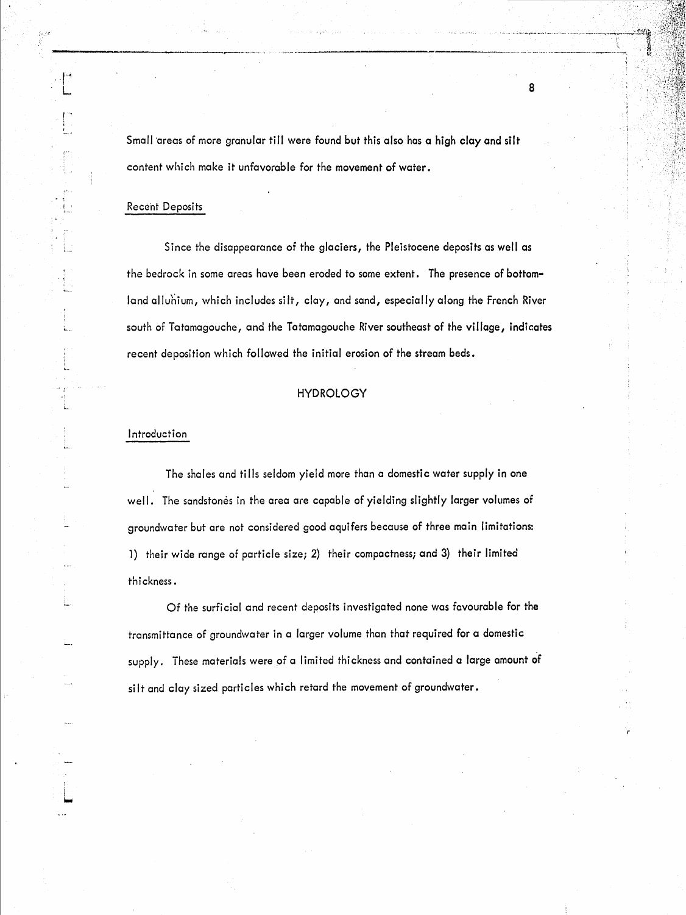Small areas of more granular till were found but this also has a high clay and silt content which make it unfavorable for the movement of water.

### Recent Deposits

Since the disappearance of the glaciers, the Pleistocene deposits as well as the bedrock in some areas have been eroded to some extent. The presence of bottom-land alluvium, which includes silt, clay, and sand, especially along the French River south of Tatamagouche, and the Tatamagouche River southeast of the village, indicates recent deposition which followed the initial erosion of the stream beds.

## HYDROLOGY

### Introduction

The shales and tills seldom yield more than a domestic water supply in one well. The sandstones in the area are capable of yielding slightly larger volumes of groundwater but are not considered good aquifers because of three main limitations: 1) their wide range of particle size; 2) their compactness; and 3) their limited thickness.

Of the surficial and recent deposits investigated none was favourable for the transmittance of groundwater in a larger volume than that required for a domestic supply. These materials were of a limited thickness and contained a large amount of silt and clay sized particles which retard the movement of groundwater.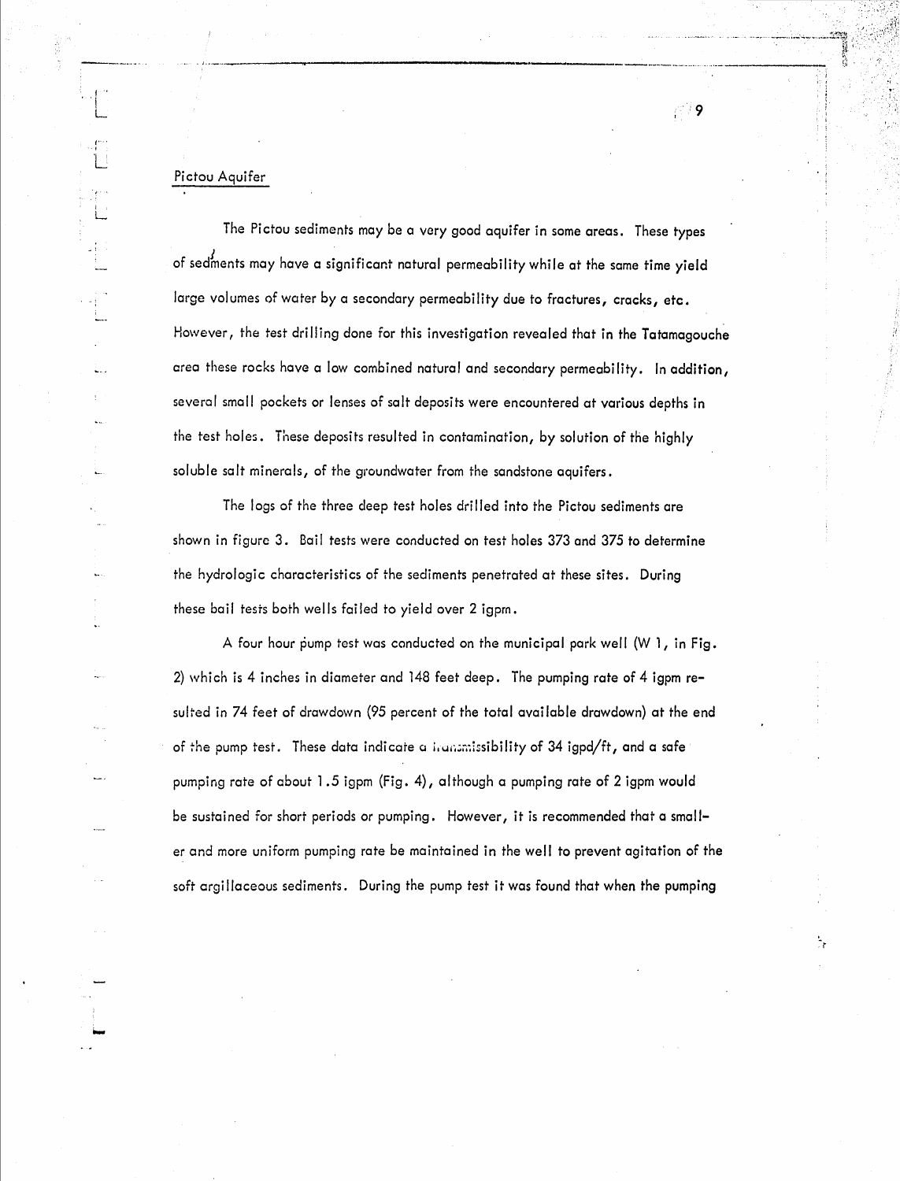## Pictou Aquifer

The Pictou sediments may be a very good aquifer in some areas. These types of sediments may have a significant natural permeability while at the same time yield large volumes of water by a secondary permeability due to fractures, cracks, etc. However, the test drilling done for this investigation revealed that in the Tatamagouche area these rocks have a low combined natural and secondary permeability. In addition, several small pockets or lenses of salt deposits were encountered at various depths in the test holes. These deposits resulted in contamination, by solution of the highly soluble salt minerals, of the groundwater from the sandstone aquifers.

The logs of the three deep test holes drilled into the Pictou sediments are shown in figure 3. Bail tests were conducted on test holes 373 and 375 to determine the hydrologic characteristics of the sediments penetrated at these sites. During these bail tests both wells failed to yield over 2 igpm.

A four hour pump test was conducted on the municipal park well (W 1, in Fig. 2) which is 4 inches in diameter and 148 feet deep. The pumping rate of 4 igpm resulted in 74 feet of drawdown (95 percent of the total available drawdown) at the end of the pump test. These data indicate a transmissibility of 34 igpd/ft, and a safe pumping rate of about 1.5 igpm (Fig. 4), although a pumping rate of 2 igpm would be sustained for short periods or pumping. However, it is recommended that a smaller and more uniform pumping rate be maintained in the well to prevent agitation of the soft argillaceous sediments. During the pump test it was found that when the pumping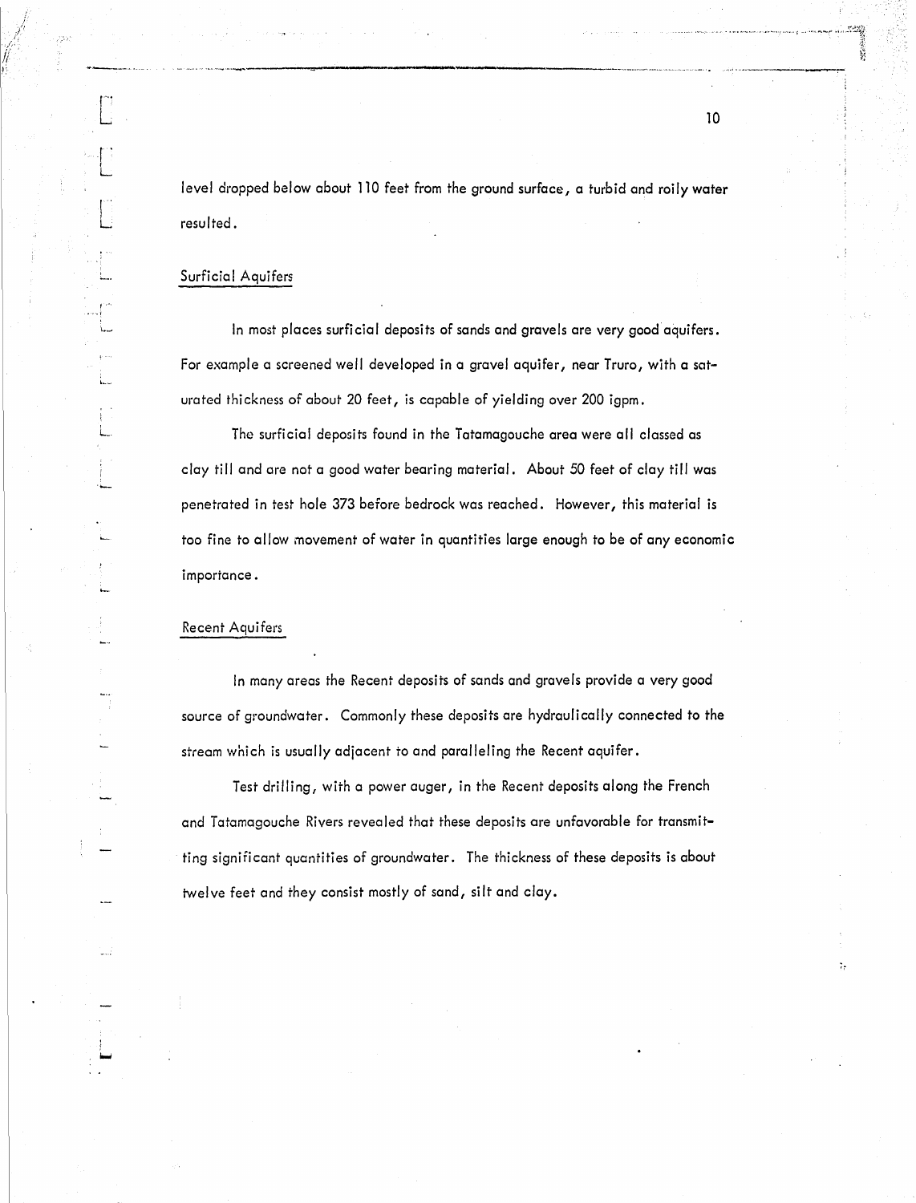level dropped below about 110 feet from the ground surface, a turbid and roily water resulted.

## Surficial Aquifers

In most places surficial deposits of sands and gravels are very good aquifers. For example a screened well developed in a gravel aquifer, near Truro, with a saturated thickness of about 20 feet, is capable of yielding over 200 igpm.

The surficial deposits found in the Tatamagouche area were all classed as clay till and are not a good water bearing material. About 50 feet of clay till was penetrated in test hole 373 before bedrock was reached. However, this material is too fine to allow movement of water in quantities large enough to be of any economic importance.

## Recent Aquifers

In many areas the Recent deposits of sands and gravels provide a very good source of groundwater. Commonly these deposits are hydraulically connected to the stream which is usually adjacent to and paralleling the Recent aquifer.

Test drilling, with a power auger, in the Recent deposits along the French and Tatamagouche Rivers revealed that these deposits are unfavorable for transmitting significant quantities of groundwater. The thickness of these deposits is about twelve feet and they consist mostly of sand, silt and clay.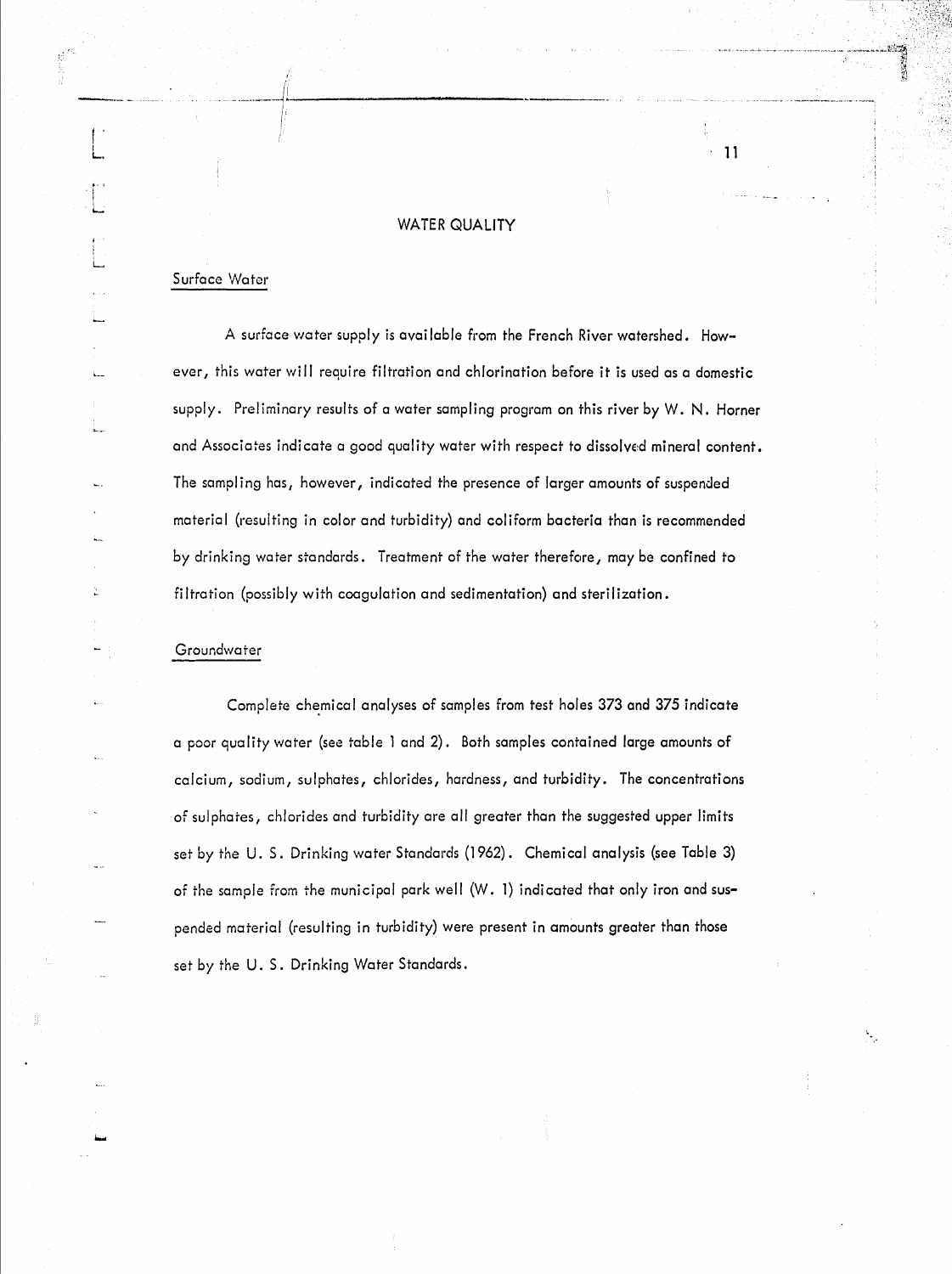# WATER QUALITY

## Surface Water

A surface water supply is available from the French River watershed. However, this water will require filtration and chlorination before it is used as a domestic supply. Preliminary results of a water sampling program on this river by W. N. Horner and Associates indicate a good quality water with respect to dissolved mineral content. The sampling has, however, indicated the presence of larger amounts of suspended material (resulting in color and turbidity) and coliform bacteria than is recommended by drinking water standards. Treatment of the water therefore, may be confined to filtration (possibly with coagulation and sedimentation) and sterilization.

## Groundwater

Complete chemical analyses of samples from test holes 373 and 375 indicate a poor quality water (see table 1 and 2). Both samples contained large amounts of calcium, sodium, sulphates, chlorides, hardness, and turbidity. The concentrations of sulphates, chlorides and turbidity are all greater than the suggested upper limits set by the U. S. Drinking water Standards (1962). Chemical analysis (see Table 3) of the sample from the municipal park well (W. 1) indicated that only iron and suspended material (resulting in turbidity) were present in amounts greater than those set by the U. S. Drinking Water Standards.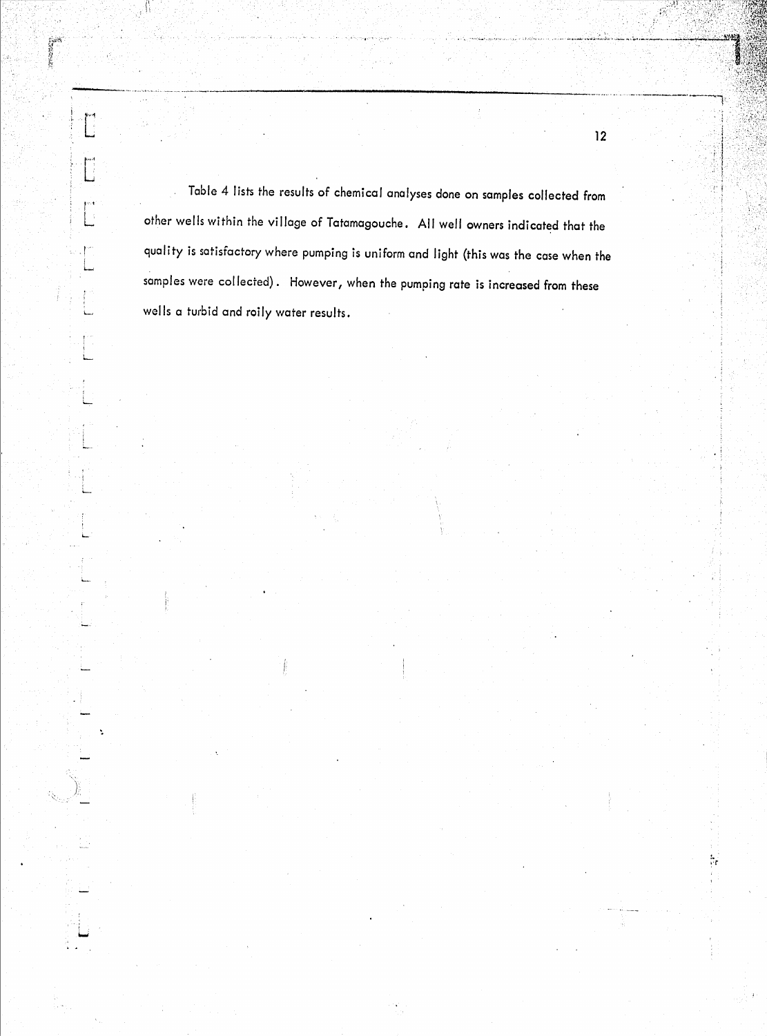Table 4 lists the results of chemical analyses done on samples collected from other wells within the village of Tatamagouche. All well owners indicated that the quality is satisfactory where pumping is uniform and light (this was the case when the samples were collected). However, when the pumping rate is increased from these wells a turbid and roily water results.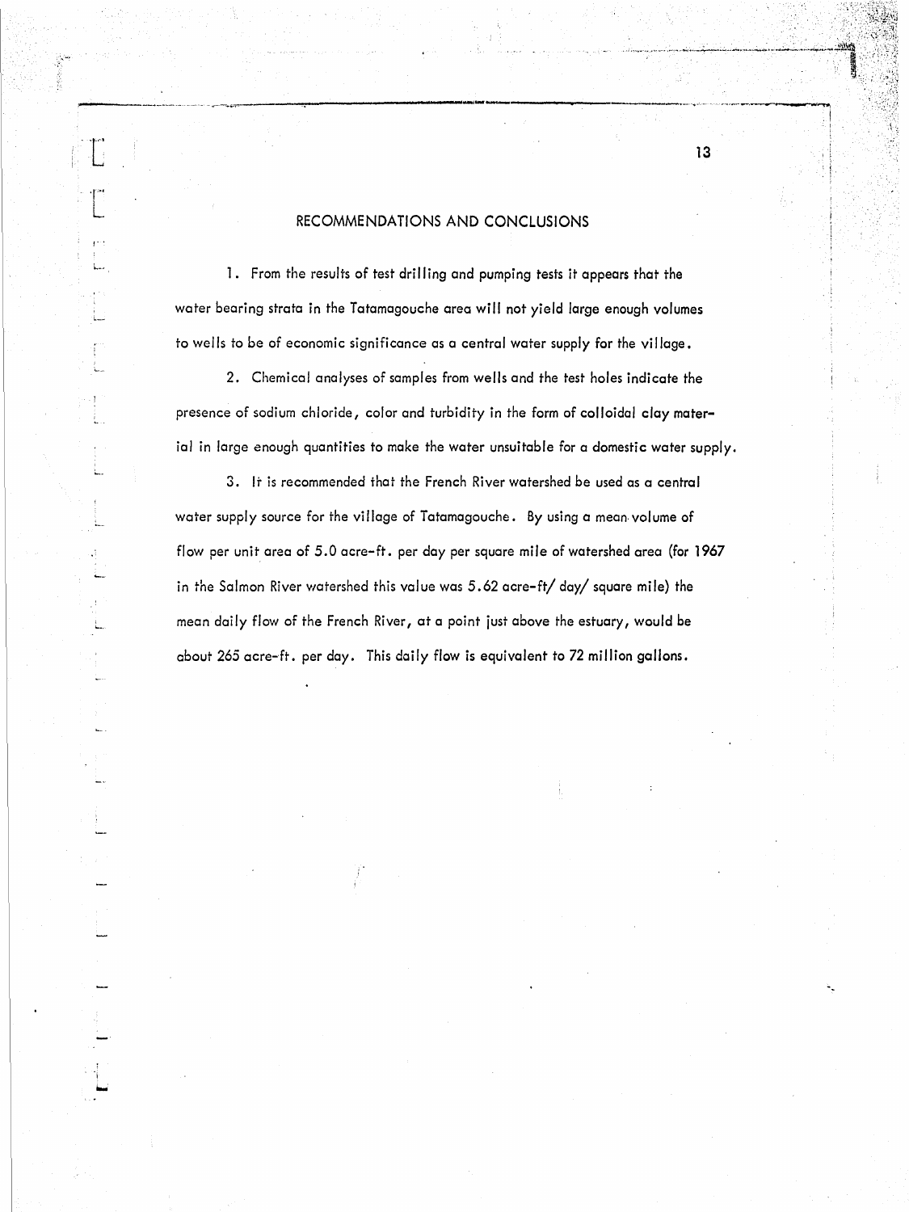## RECOMMENDATIONS AND CONCLUSIONS

1. From the results of test drilling and pumping tests it appears that the water bearing strata in the Tatamagouche area will not yield large enough volumes to wells to be of economic significance as a central water supply for the village.

2. Chemical analyses of samples from wells and the test holes indicate the presence of sodium chloride, color and turbidity in the form of colloidal clay material in large enough quantities to make the water unsuitable for a domestic water supply.

3. It is recommended that the French River watershed be used as a central water supply source for the village of Tatamagouche. By using a mean volume of flow per unit area of 5.0 acre-ft. per day per square mile of watershed area (for 1967 in the Salmon River watershed this value was 5.62 acre-ft/ day/ square mile) the mean daily flow of the French River, at a point just above the estuary, would be about 265 acre-ft. per day. This daily flow is equivalent to 72 million gallons.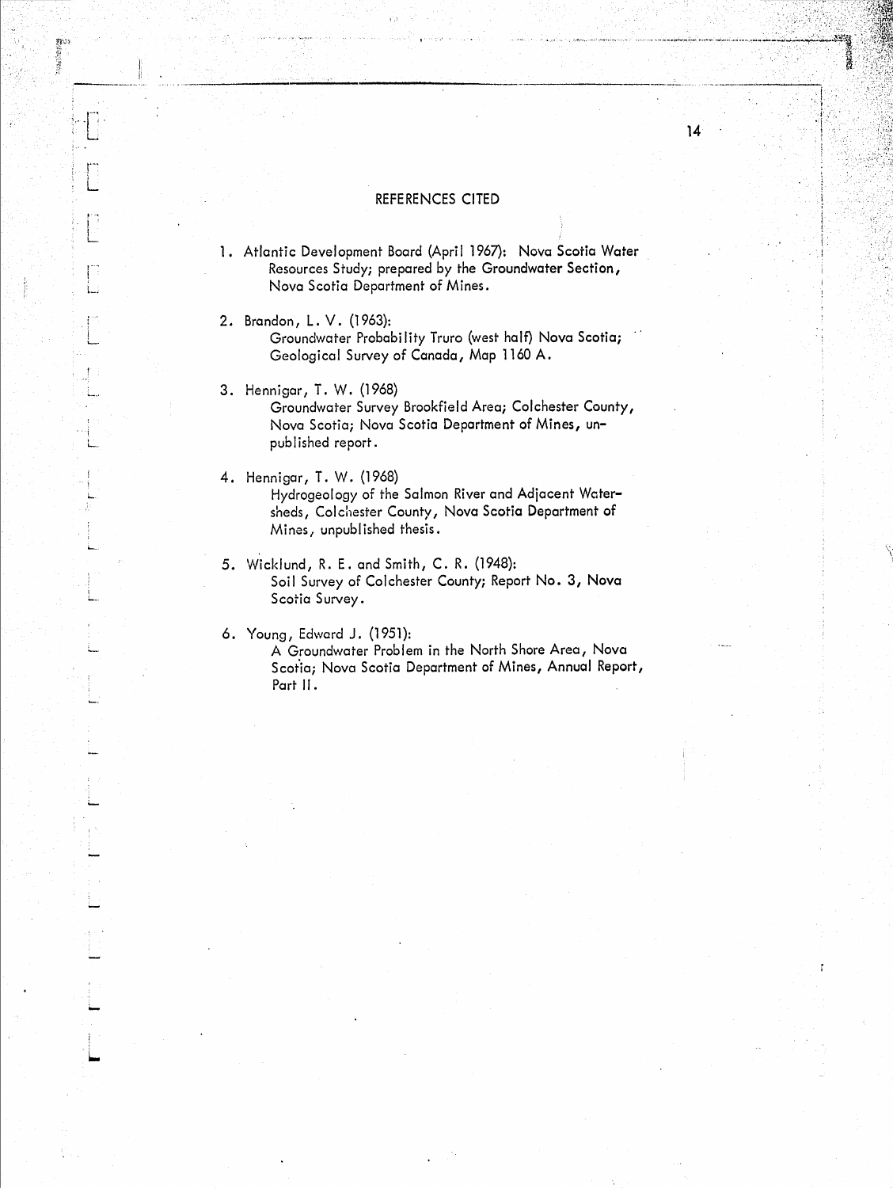## REFERENCES CITED

1. Atlantic Development Board (April 1967): Nova Scotia Water Resources Study; prepared by the Groundwater Section, Nova Scotia Department of Mines.

2. Brandon, L. V. (1963):
   Groundwater Probability Truro (west half) Nova Scotia; Geological Survey of Canada, Map 1160 A.

3. Hennigar, T. W. (1968)
   Groundwater Survey Brookfield Area; Colchester County, Nova Scotia; Nova Scotia Department of Mines, unpublished report.

4. Hennigar, T. W. (1968)
   Hydrogeology of the Salmon River and Adjacent Watersheds, Colchester County, Nova Scotia Department of Mines, unpublished thesis.

5. Wicklund, R. E. and Smith, C. R. (1948):
   Soil Survey of Colchester County; Report No. 3, Nova Scotia Survey.

6. Young, Edward J. (1951):
   A Groundwater Problem in the North Shore Area, Nova Scotia; Nova Scotia Department of Mines, Annual Report, Part II.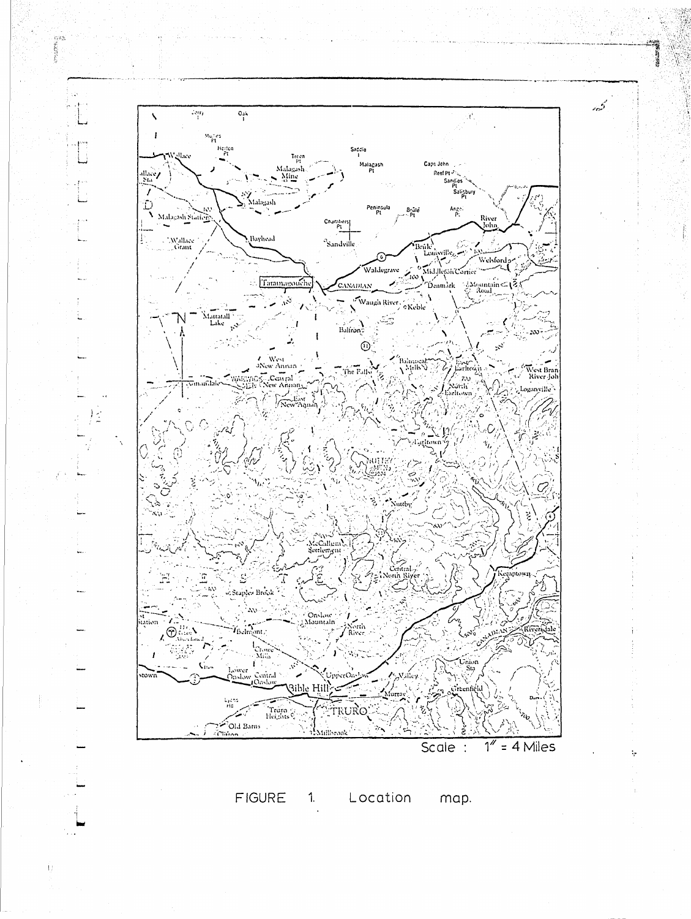Scale : 1" = 4 Miles

FIGURE 1. Location map.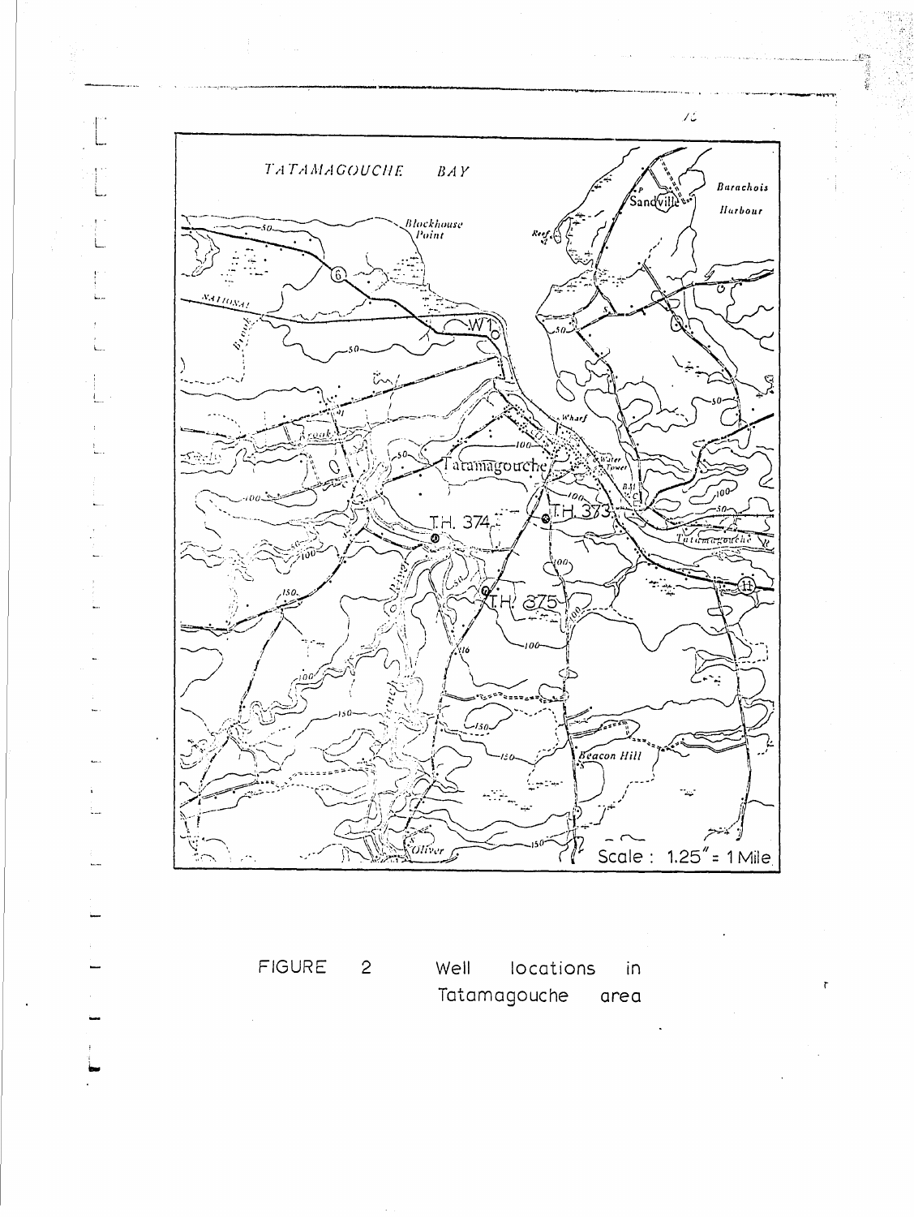FIGURE 2 Well locations in Tatamagouche area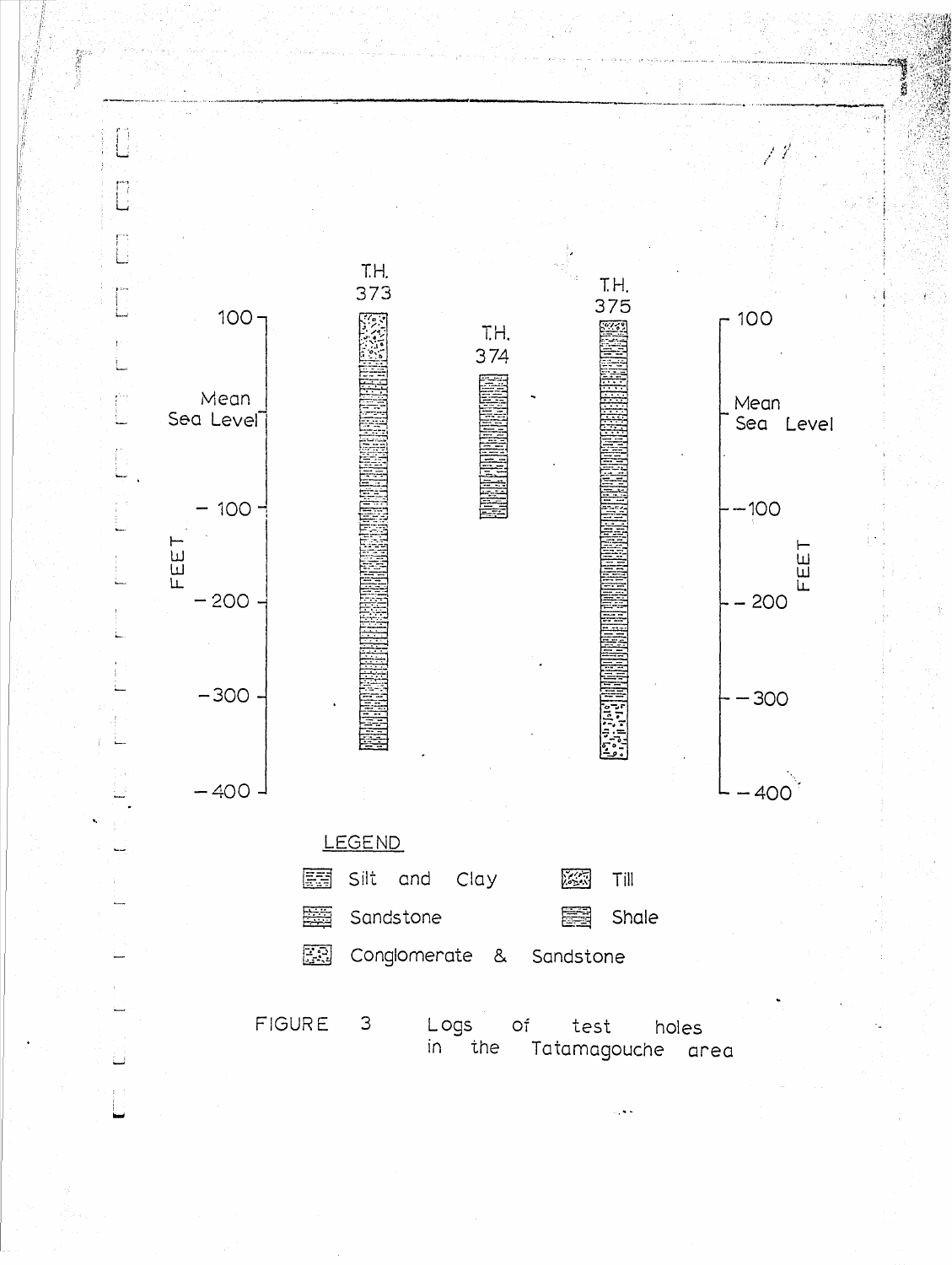T.H. 373

T.H. 374

T.H. 375

100

Mean Sea Level

−100

−200

−300

−400

FEET

LEGEND

Silt and Clay

Till

Sandstone

Shale

Conglomerate & Sandstone

FIGURE 3 Logs of test holes in the Tatamagouche area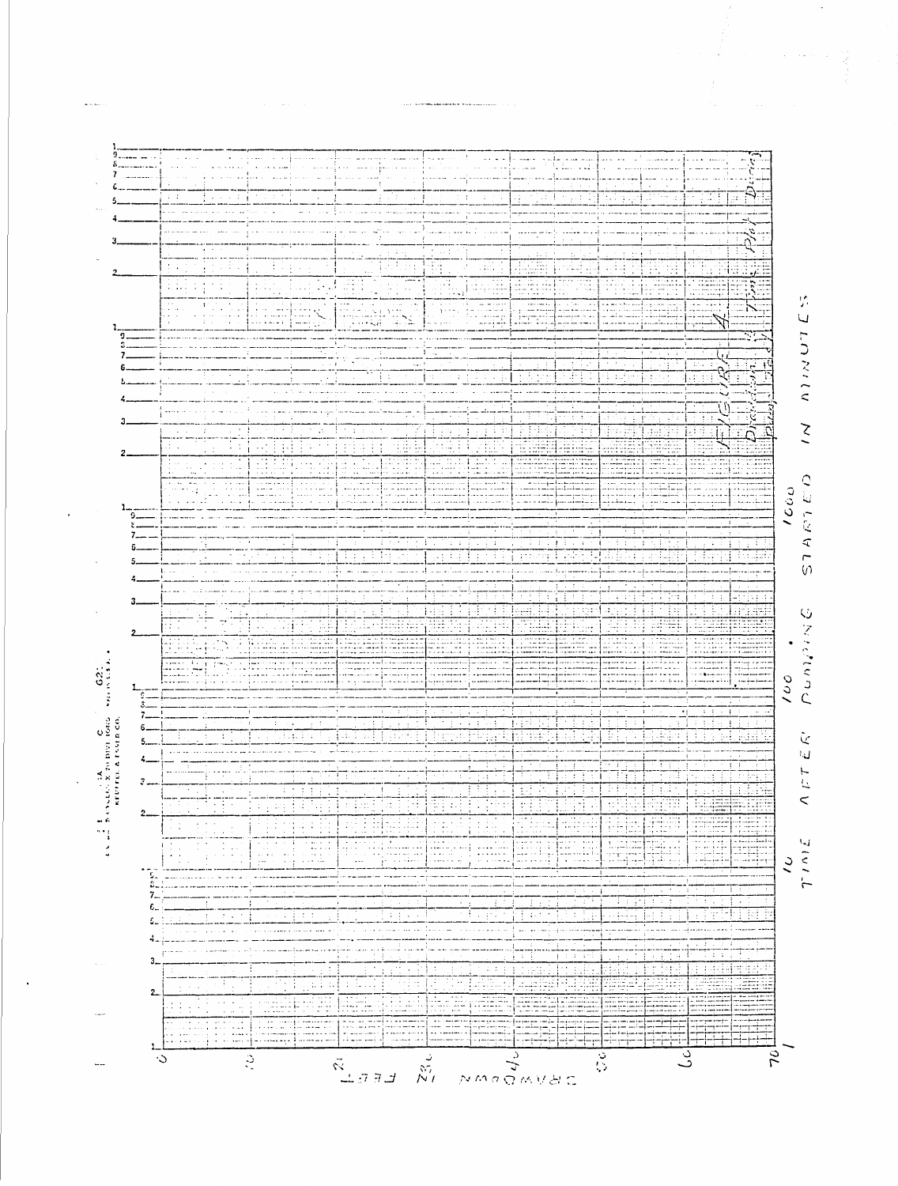FIGURE 4
Drawdown vs Time Plot During Pump Test

TIME AFTER PUMPING STARTED IN MINUTES

DRAWDOWN IN FEET

0
10
20
30
40
50
60
70

10
100
1000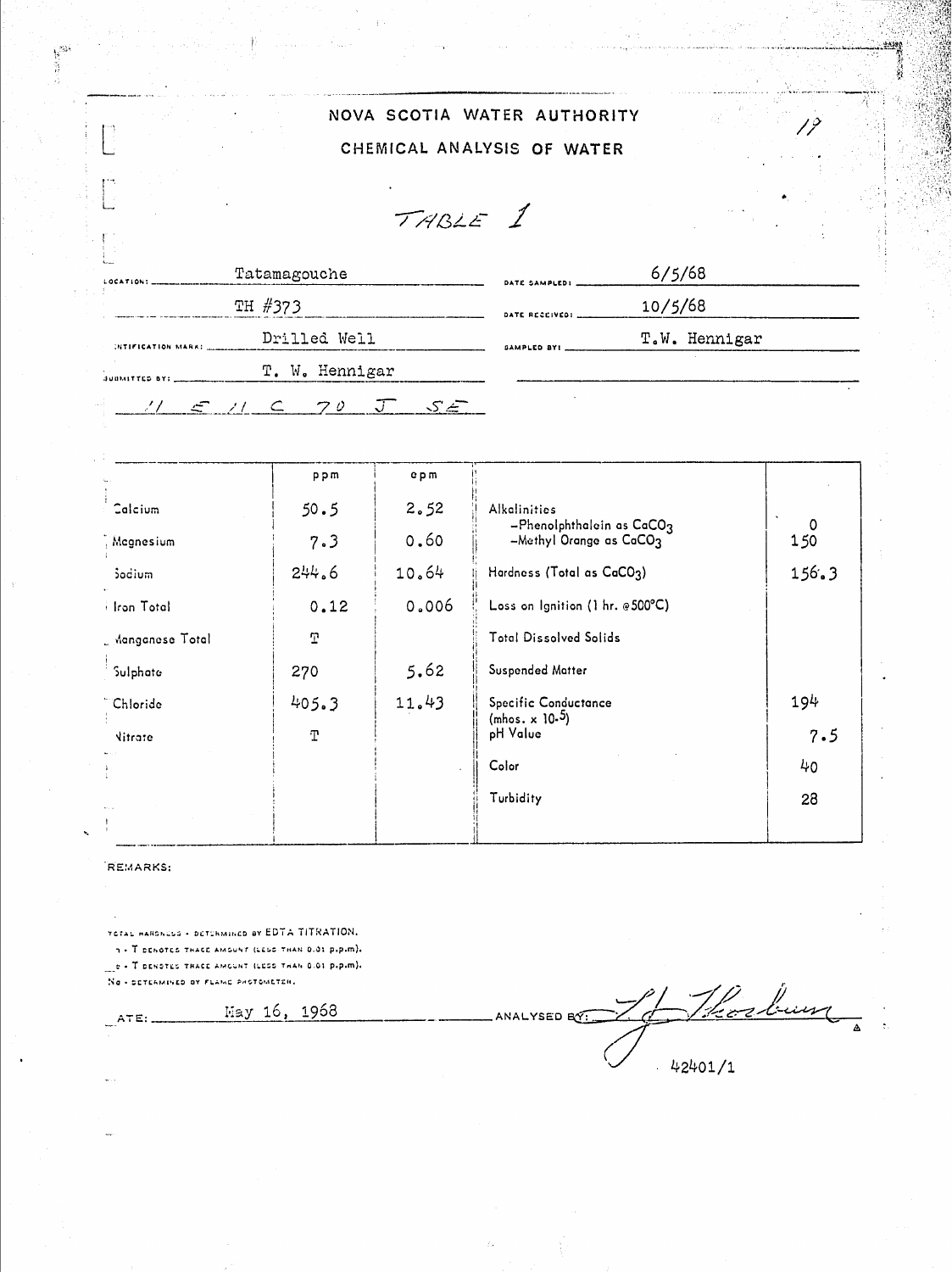# NOVA SCOTIA WATER AUTHORITY

## CHEMICAL ANALYSIS OF WATER

17

TABLE 1

LOCATION: Tatamagouche

TH #373

IDENTIFICATION MARK: Drilled Well

SUBMITTED BY: T. W. Hennigar

11 E 11 C 70 J SE

DATE SAMPLED: 6/5/68

DATE RECEIVED: 10/5/68

SAMPLED BY: T.W. Hennigar

| | ppm | epm |
|---|---|---|
| Calcium | 50.5 | 2.52 |
| Magnesium | 7.3 | 0.60 |
| Sodium | 244.6 | 10.64 |
| Iron Total | 0.12 | 0.006 |
| Manganese Total | T | |
| Sulphate | 270 | 5.62 |
| Chloride | 405.3 | 11.43 |
| Nitrate | T | |

| | |
|---|---|
| Alkalinities –Phenolphthalein as $CaCO_3$ | 0 |
| –Methyl Orange as $CaCO_3$ | 150 |
| Hardness (Total as $CaCO_3$) | 156.3 |
| Loss on Ignition (1 hr. @500°C) | |
| Total Dissolved Solids | |
| Suspended Matter | |
| Specific Conductance (mhos. x $10^{-5}$) | 194 |
| pH Value | 7.5 |
| Color | 40 |
| Turbidity | 28 |

REMARKS:

TOTAL HARDNESS - DETERMINED BY EDTA TITRATION.
T - T DENOTES TRACE AMOUNT (LESS THAN 0.01 p.p.m).
_ - T DENOTES TRACE AMOUNT (LESS THAN 0.01 p.p.m).
Na - DETERMINED BY FLAME PHOTOMETER.

DATE: May 16, 1968

ANALYSED BY: [signature]

42401/1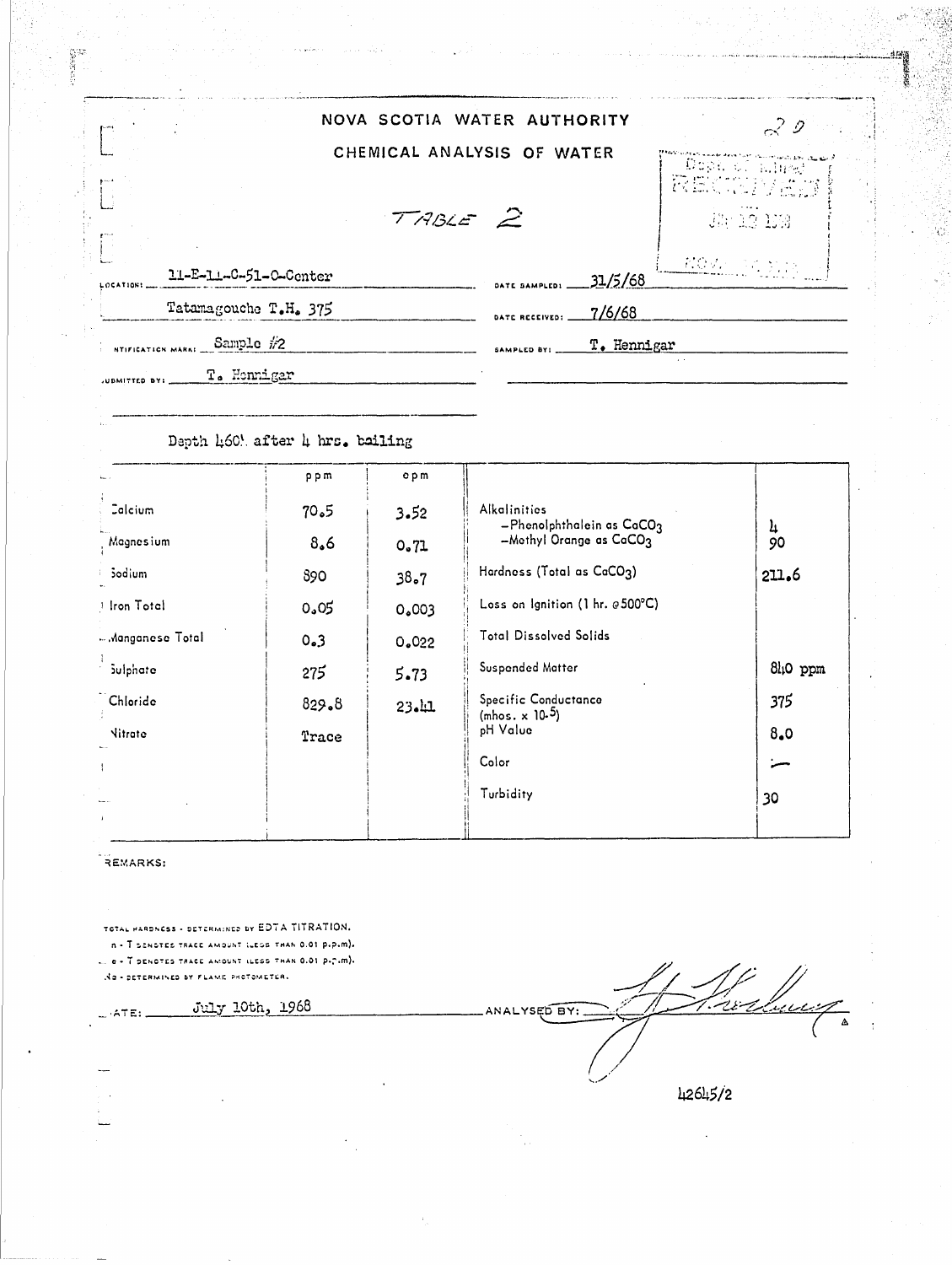# NOVA SCOTIA WATER AUTHORITY

## CHEMICAL ANALYSIS OF WATER

20

TABLE 2

Dept. of Mines RECEIVED JUL 13 1968 NOVA SCOTIA

LOCATION: 11-E-11-C-51-C-Center

Tatamagouche T.H. 375

DATE SAMPLED: 31/5/68

DATE RECEIVED: 7/6/68

IDENTIFICATION MARK: Sample #2

SAMPLED BY: T. Hennigar

SUBMITTED BY: T. Hennigar

Depth 460' after 4 hrs. bailing

| | ppm | epm | | |
|---|---|---|---|---|
| Calcium | 70.5 | 3.52 | Alkalinities –Phenolphthalein as $CaCO_3$ | 4 |
| Magnesium | 8.6 | 0.71 | –Methyl Orange as $CaCO_3$ | 90 |
| Sodium | 890 | 38.7 | Hardness (Total as $CaCO_3$) | 211.6 |
| Iron Total | 0.05 | 0.003 | Loss on Ignition (1 hr. @500°C) | |
| Manganese Total | 0.3 | 0.022 | Total Dissolved Solids | |
| Sulphate | 275 | 5.73 | Suspended Matter | 840 ppm |
| Chloride | 829.8 | 23.41 | Specific Conductance (mhos. x $10^{-5}$) | 375 |
| Nitrate | Trace | | pH Value | 8.0 |
| | | | Color | – |
| | | | Turbidity | 30 |

REMARKS:

TOTAL HARDNESS - DETERMINED BY EDTA TITRATION.
n - T DENOTES TRACE AMOUNT (LESS THAN 0.01 p.p.m).
e - T DENOTES TRACE AMOUNT (LESS THAN 0.01 p.p.m).
Na - DETERMINED BY FLAME PHOTOMETER.

DATE: July 10th, 1968

ANALYSED BY: [signature]

42645/2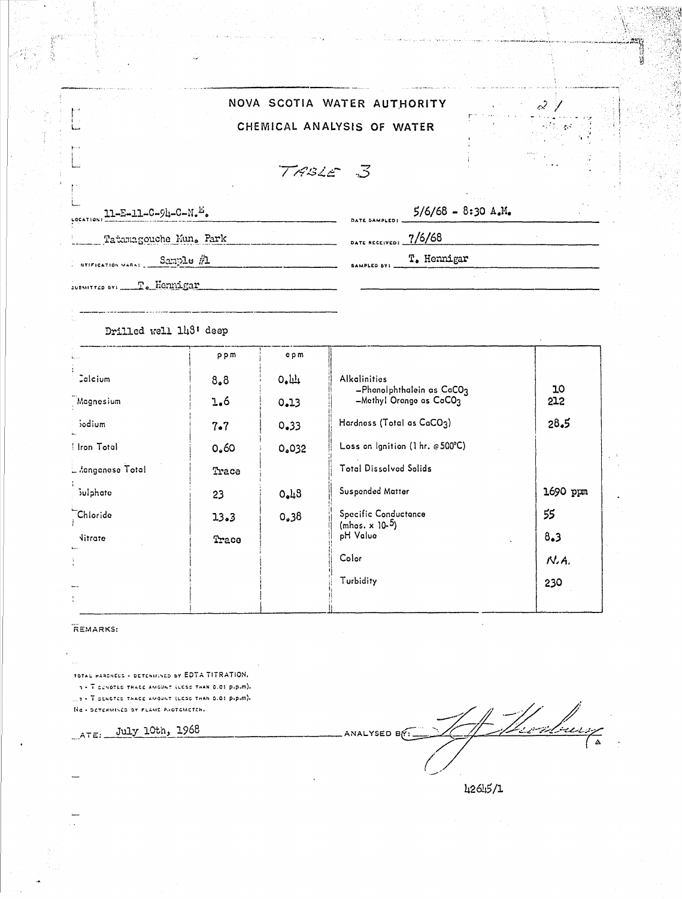# NOVA SCOTIA WATER AUTHORITY

## CHEMICAL ANALYSIS OF WATER

### TABLE 3

LOCATION: 11-E-11-C-94-C-N.E.

Tatamagouche Mun. Park

IDENTIFICATION MARK: Sample #1

SUBMITTED BY: T. Hennigar

DATE SAMPLED: 5/6/68 - 8:30 A.M.

DATE RECEIVED: 7/6/68

SAMPLED BY: T. Hennigar

Drilled well 148' deep

| | ppm | epm | | |
|---|---|---|---|---|
| Calcium | 8.8 | 0.44 | Alkalinities –Phenolphthalein as $CaCO_3$ | 10 |
| Magnesium | 1.6 | 0.13 | –Methyl Orange as $CaCO_3$ | 212 |
| Sodium | 7.7 | 0.33 | Hardness (Total as $CaCO_3$) | 28.5 |
| Iron Total | 0.60 | 0.032 | Loss on Ignition (1 hr. @ 500°C) | |
| Manganese Total | Trace | | Total Dissolved Solids | |
| Sulphate | 23 | 0.48 | Suspended Matter | 1690 ppm |
| Chloride | 13.3 | 0.38 | Specific Conductance (mhos. x $10^{-5}$) | 55 |
| Nitrate | Trace | | pH Value | 8.3 |
| | | | Color | N.A. |
| | | | Turbidity | 230 |

REMARKS:

TOTAL HARDNESS - DETERMINED BY EDTA TITRATION.

T - T DENOTES TRACE AMOUNT (LESS THAN 0.01 p.p.m).

T - T DENOTES TRACE AMOUNT (LESS THAN 0.01 p.p.m).

Na - DETERMINED BY FLAME PHOTOMETER.

DATE: July 10th, 1968

ANALYSED BY: [signature]

42645/1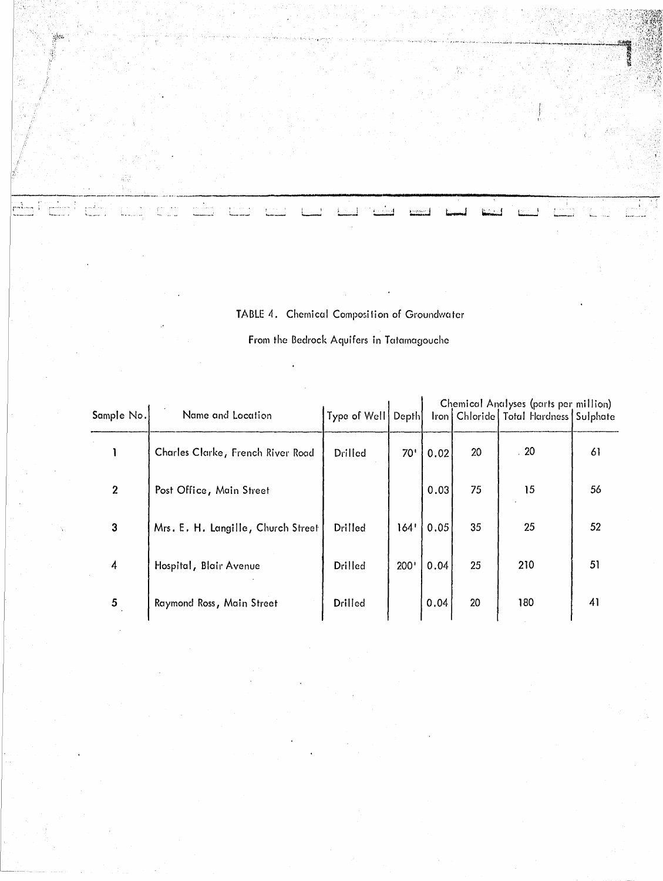TABLE 4. Chemical Composition of Groundwater

From the Bedrock Aquifers in Tatamagouche

| Sample No. | Name and Location | Type of Well | Depth | Chemical Analyses (parts per million) | | | |
|---|---|---|---|---|---|---|---|
| | | | | Iron | Chloride | Total Hardness | Sulphate |
| 1 | Charles Clarke, French River Road | Drilled | 70' | 0.02 | 20 | 20 | 61 |
| 2 | Post Office, Main Street | | | 0.03 | 75 | 15 | 56 |
| 3 | Mrs. E. H. Langille, Church Street | Drilled | 164' | 0.05 | 35 | 25 | 52 |
| 4 | Hospital, Blair Avenue | Drilled | 200' | 0.04 | 25 | 210 | 51 |
| 5 | Raymond Ross, Main Street | Drilled | | 0.04 | 20 | 180 | 41 |